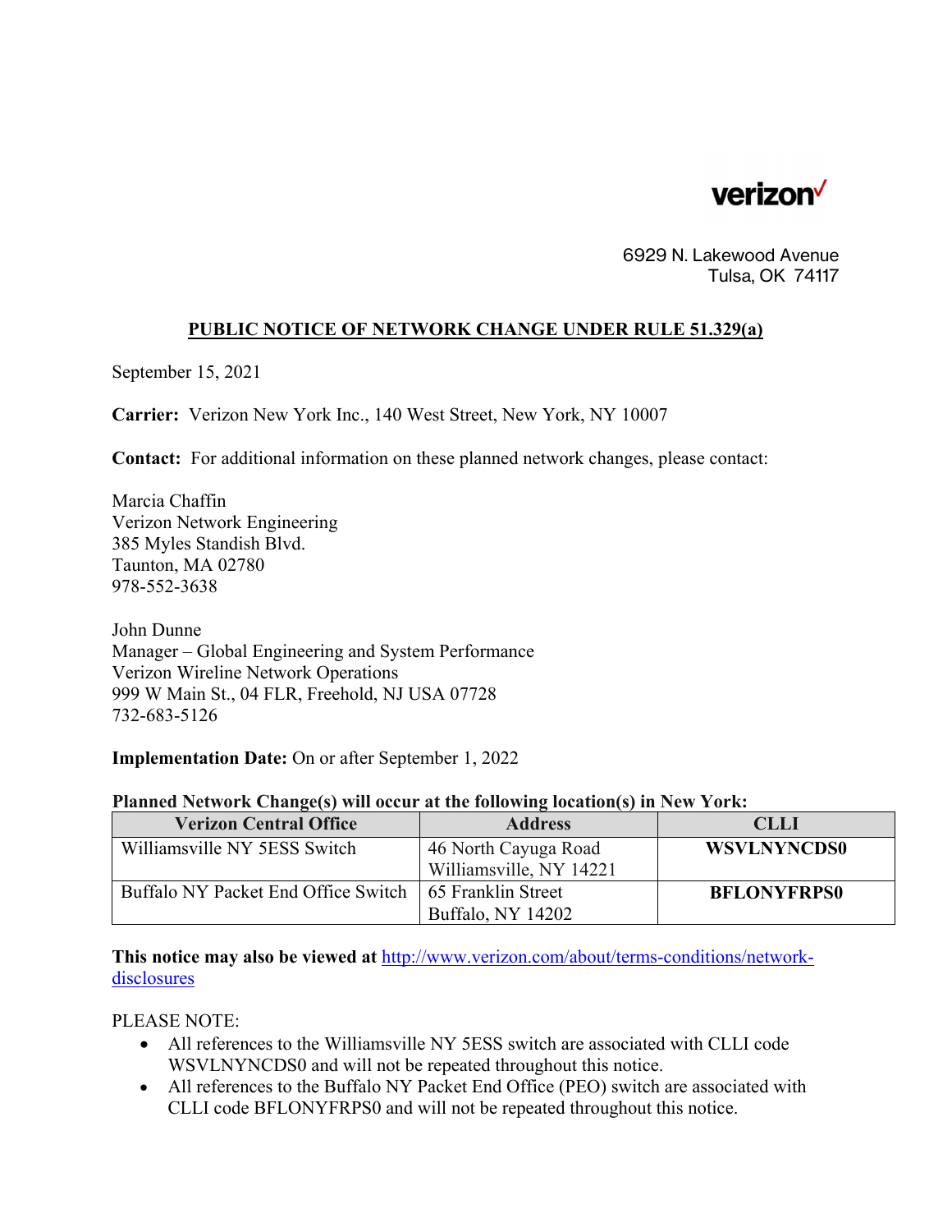verizon

6929 N. Lakewood Avenue
Tulsa, OK 74117

**PUBLIC NOTICE OF NETWORK CHANGE UNDER RULE 51.329(a)**

September 15, 2021

**Carrier:** Verizon New York Inc., 140 West Street, New York, NY 10007

**Contact:** For additional information on these planned network changes, please contact:

Marcia Chaffin
Verizon Network Engineering
385 Myles Standish Blvd.
Taunton, MA 02780
978-552-3638

John Dunne
Manager – Global Engineering and System Performance
Verizon Wireline Network Operations
999 W Main St., 04 FLR, Freehold, NJ USA 07728
732-683-5126

**Implementation Date:** On or after September 1, 2022

**Planned Network Change(s) will occur at the following location(s) in New York:**

| Verizon Central Office | Address | CLLI |
| --- | --- | --- |
| Williamsville NY 5ESS Switch | 46 North Cayuga Road Williamsville, NY 14221 | **WSVLNYNCDS0** |
| Buffalo NY Packet End Office Switch | 65 Franklin Street Buffalo, NY 14202 | **BFLONYFRPS0** |

**This notice may also be viewed at** http://www.verizon.com/about/terms-conditions/network-disclosures

PLEASE NOTE:

- All references to the Williamsville NY 5ESS switch are associated with CLLI code WSVLNYNCDS0 and will not be repeated throughout this notice.
- All references to the Buffalo NY Packet End Office (PEO) switch are associated with CLLI code BFLONYFRPS0 and will not be repeated throughout this notice.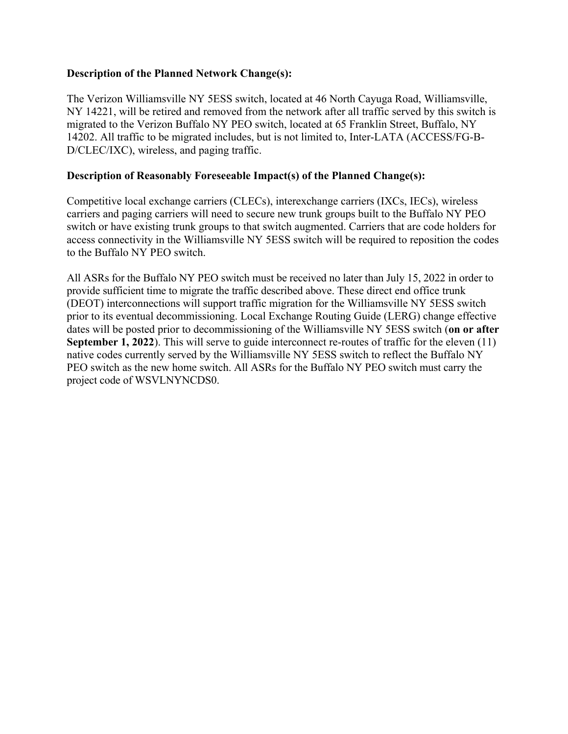**Description of the Planned Network Change(s):**

The Verizon Williamsville NY 5ESS switch, located at 46 North Cayuga Road, Williamsville, NY 14221, will be retired and removed from the network after all traffic served by this switch is migrated to the Verizon Buffalo NY PEO switch, located at 65 Franklin Street, Buffalo, NY 14202. All traffic to be migrated includes, but is not limited to, Inter-LATA (ACCESS/FG-B-D/CLEC/IXC), wireless, and paging traffic.

**Description of Reasonably Foreseeable Impact(s) of the Planned Change(s):**

Competitive local exchange carriers (CLECs), interexchange carriers (IXCs, IECs), wireless carriers and paging carriers will need to secure new trunk groups built to the Buffalo NY PEO switch or have existing trunk groups to that switch augmented. Carriers that are code holders for access connectivity in the Williamsville NY 5ESS switch will be required to reposition the codes to the Buffalo NY PEO switch.

All ASRs for the Buffalo NY PEO switch must be received no later than July 15, 2022 in order to provide sufficient time to migrate the traffic described above. These direct end office trunk (DEOT) interconnections will support traffic migration for the Williamsville NY 5ESS switch prior to its eventual decommissioning. Local Exchange Routing Guide (LERG) change effective dates will be posted prior to decommissioning of the Williamsville NY 5ESS switch (**on or after September 1, 2022**). This will serve to guide interconnect re-routes of traffic for the eleven (11) native codes currently served by the Williamsville NY 5ESS switch to reflect the Buffalo NY PEO switch as the new home switch. All ASRs for the Buffalo NY PEO switch must carry the project code of WSVLNYNCDS0.